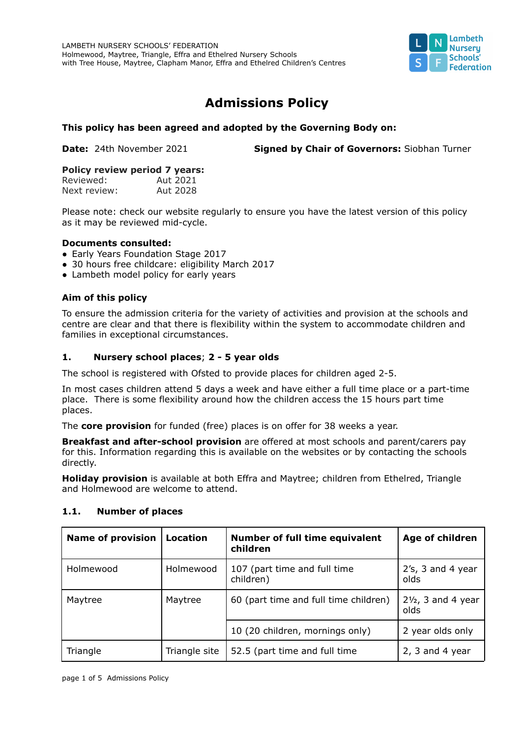LAMBETH NURSERY SCHOOLS' FEDERATION
Holmewood, Maytree, Triangle, Effra and Ethelred Nursery Schools
with Tree House, Maytree, Clapham Manor, Effra and Ethelred Children's Centres

# Admissions Policy

**This policy has been agreed and adopted by the Governing Body on:**

**Date:** 24th November 2021 **Signed by Chair of Governors:** Siobhan Turner

**Policy review period 7 years:**
Reviewed: Aut 2021
Next review: Aut 2028

Please note: check our website regularly to ensure you have the latest version of this policy as it may be reviewed mid-cycle.

**Documents consulted:**

- Early Years Foundation Stage 2017
- 30 hours free childcare: eligibility March 2017
- Lambeth model policy for early years

**Aim of this policy**

To ensure the admission criteria for the variety of activities and provision at the schools and centre are clear and that there is flexibility within the system to accommodate children and families in exceptional circumstances.

## 1. Nursery school places; 2 - 5 year olds

The school is registered with Ofsted to provide places for children aged 2-5.

In most cases children attend 5 days a week and have either a full time place or a part-time place. There is some flexibility around how the children access the 15 hours part time places.

The **core provision** for funded (free) places is on offer for 38 weeks a year.

**Breakfast and after-school provision** are offered at most schools and parent/carers pay for this. Information regarding this is available on the websites or by contacting the schools directly.

**Holiday provision** is available at both Effra and Maytree; children from Ethelred, Triangle and Holmewood are welcome to attend.

### 1.1. Number of places

| Name of provision | Location | Number of full time equivalent children | Age of children |
|---|---|---|---|
| Holmewood | Holmewood | 107 (part time and full time children) | 2's, 3 and 4 year olds |
| Maytree | Maytree | 60 (part time and full time children) | 2½, 3 and 4 year olds |
| | | 10 (20 children, mornings only) | 2 year olds only |
| Triangle | Triangle site | 52.5 (part time and full time | 2, 3 and 4 year |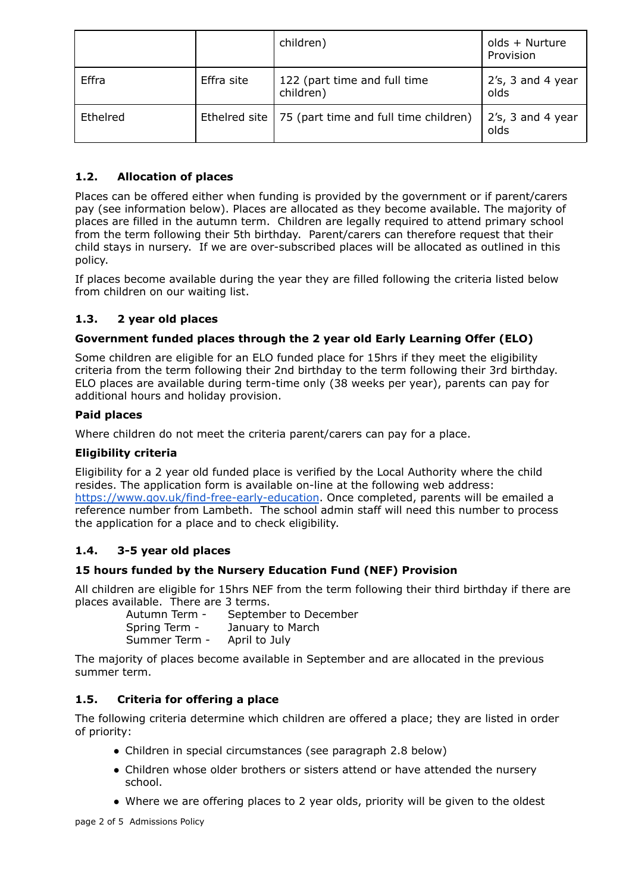| | | children) | olds + Nurture Provision |
|---|---|---|---|
| Effra | Effra site | 122 (part time and full time children) | 2's, 3 and 4 year olds |
| Ethelred | Ethelred site | 75 (part time and full time children) | 2's, 3 and 4 year olds |

### 1.2. Allocation of places

Places can be offered either when funding is provided by the government or if parent/carers pay (see information below). Places are allocated as they become available. The majority of places are filled in the autumn term. Children are legally required to attend primary school from the term following their 5th birthday. Parent/carers can therefore request that their child stays in nursery. If we are over-subscribed places will be allocated as outlined in this policy.

If places become available during the year they are filled following the criteria listed below from children on our waiting list.

### 1.3. 2 year old places

**Government funded places through the 2 year old Early Learning Offer (ELO)**

Some children are eligible for an ELO funded place for 15hrs if they meet the eligibility criteria from the term following their 2nd birthday to the term following their 3rd birthday. ELO places are available during term-time only (38 weeks per year), parents can pay for additional hours and holiday provision.

**Paid places**

Where children do not meet the criteria parent/carers can pay for a place.

**Eligibility criteria**

Eligibility for a 2 year old funded place is verified by the Local Authority where the child resides. The application form is available on-line at the following web address: [https://www.gov.uk/find-free-early-education](https://www.gov.uk/find-free-early-education). Once completed, parents will be emailed a reference number from Lambeth. The school admin staff will need this number to process the application for a place and to check eligibility.

### 1.4. 3-5 year old places

**15 hours funded by the Nursery Education Fund (NEF) Provision**

All children are eligible for 15hrs NEF from the term following their third birthday if there are places available. There are 3 terms.

Autumn Term - September to December
Spring Term - January to March
Summer Term - April to July

The majority of places become available in September and are allocated in the previous summer term.

### 1.5. Criteria for offering a place

The following criteria determine which children are offered a place; they are listed in order of priority:

- Children in special circumstances (see paragraph 2.8 below)
- Children whose older brothers or sisters attend or have attended the nursery school.
- Where we are offering places to 2 year olds, priority will be given to the oldest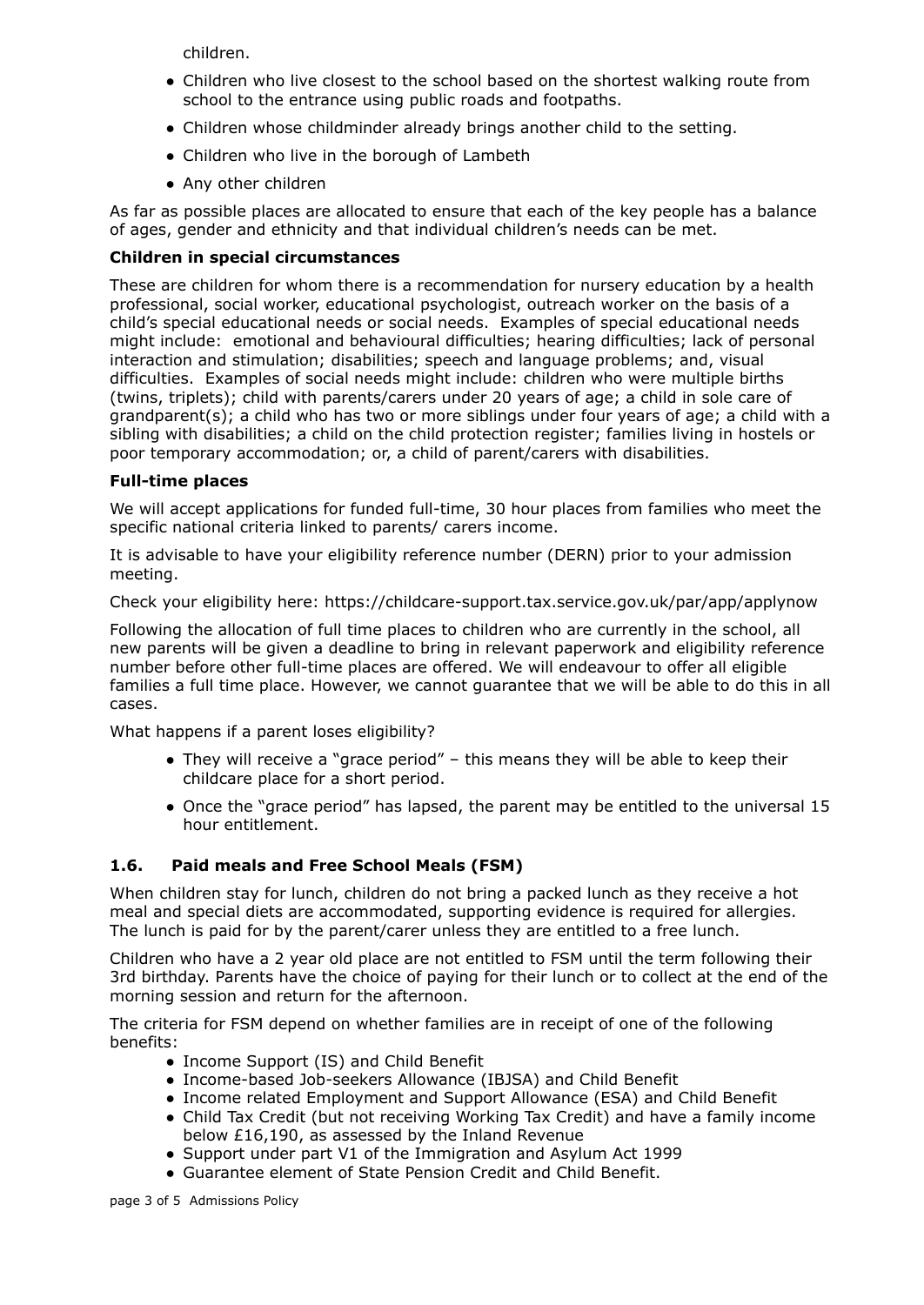children.

- Children who live closest to the school based on the shortest walking route from school to the entrance using public roads and footpaths.
- Children whose childminder already brings another child to the setting.
- Children who live in the borough of Lambeth
- Any other children

As far as possible places are allocated to ensure that each of the key people has a balance of ages, gender and ethnicity and that individual children's needs can be met.

**Children in special circumstances**

These are children for whom there is a recommendation for nursery education by a health professional, social worker, educational psychologist, outreach worker on the basis of a child's special educational needs or social needs. Examples of special educational needs might include: emotional and behavioural difficulties; hearing difficulties; lack of personal interaction and stimulation; disabilities; speech and language problems; and, visual difficulties. Examples of social needs might include: children who were multiple births (twins, triplets); child with parents/carers under 20 years of age; a child in sole care of grandparent(s); a child who has two or more siblings under four years of age; a child with a sibling with disabilities; a child on the child protection register; families living in hostels or poor temporary accommodation; or, a child of parent/carers with disabilities.

**Full-time places**

We will accept applications for funded full-time, 30 hour places from families who meet the specific national criteria linked to parents/ carers income.

It is advisable to have your eligibility reference number (DERN) prior to your admission meeting.

Check your eligibility here: https://childcare-support.tax.service.gov.uk/par/app/applynow

Following the allocation of full time places to children who are currently in the school, all new parents will be given a deadline to bring in relevant paperwork and eligibility reference number before other full-time places are offered. We will endeavour to offer all eligible families a full time place. However, we cannot guarantee that we will be able to do this in all cases.

What happens if a parent loses eligibility?

- They will receive a "grace period" – this means they will be able to keep their childcare place for a short period.
- Once the "grace period" has lapsed, the parent may be entitled to the universal 15 hour entitlement.

## 1.6. Paid meals and Free School Meals (FSM)

When children stay for lunch, children do not bring a packed lunch as they receive a hot meal and special diets are accommodated, supporting evidence is required for allergies. The lunch is paid for by the parent/carer unless they are entitled to a free lunch.

Children who have a 2 year old place are not entitled to FSM until the term following their 3rd birthday. Parents have the choice of paying for their lunch or to collect at the end of the morning session and return for the afternoon.

The criteria for FSM depend on whether families are in receipt of one of the following benefits:

- Income Support (IS) and Child Benefit
- Income-based Job-seekers Allowance (IBJSA) and Child Benefit
- Income related Employment and Support Allowance (ESA) and Child Benefit
- Child Tax Credit (but not receiving Working Tax Credit) and have a family income below £16,190, as assessed by the Inland Revenue
- Support under part V1 of the Immigration and Asylum Act 1999
- Guarantee element of State Pension Credit and Child Benefit.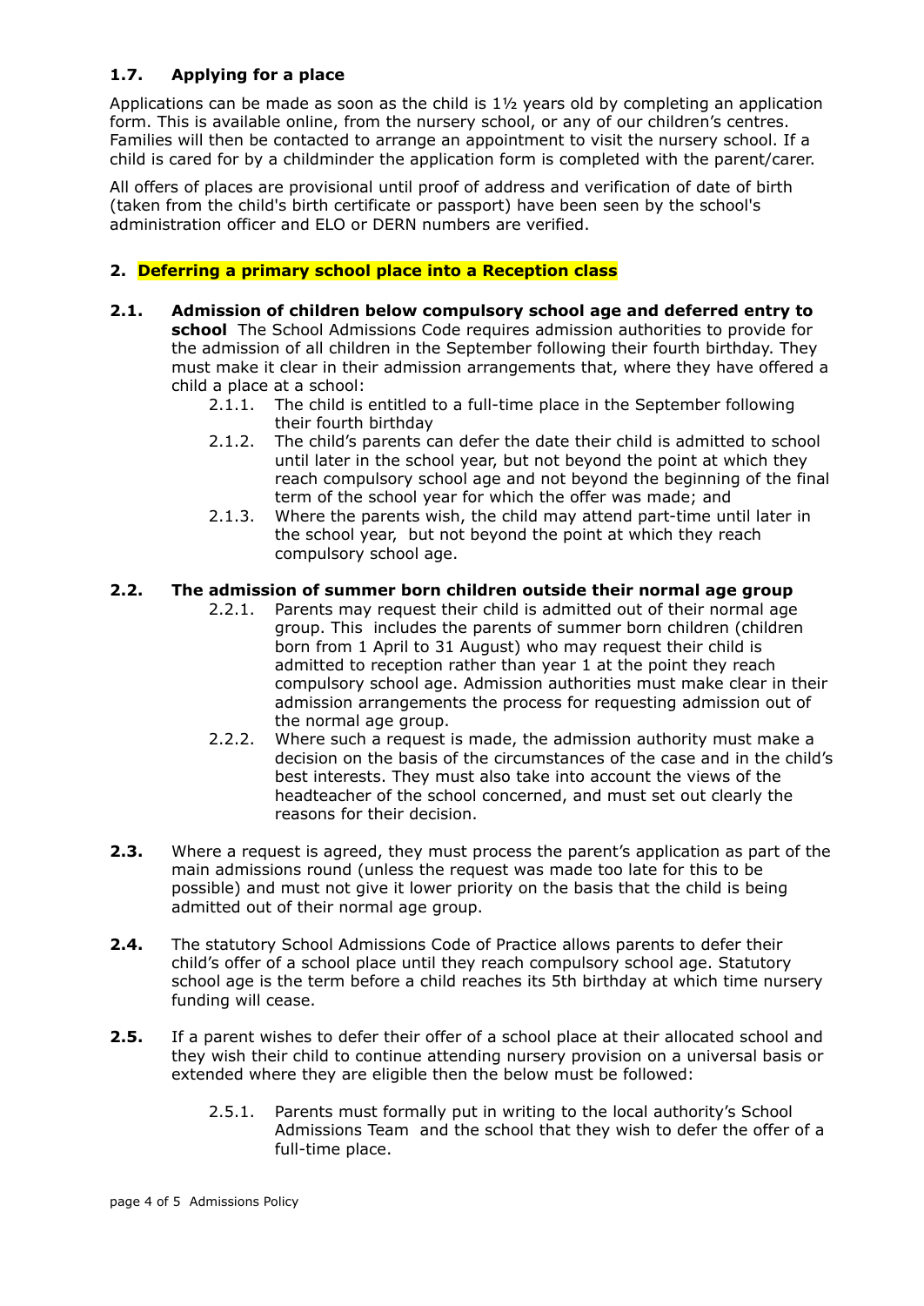### 1.7. Applying for a place

Applications can be made as soon as the child is 1½ years old by completing an application form. This is available online, from the nursery school, or any of our children's centres. Families will then be contacted to arrange an appointment to visit the nursery school. If a child is cared for by a childminder the application form is completed with the parent/carer.

All offers of places are provisional until proof of address and verification of date of birth (taken from the child's birth certificate or passport) have been seen by the school's administration officer and ELO or DERN numbers are verified.

## 2. Deferring a primary school place into a Reception class

**2.1. Admission of children below compulsory school age and deferred entry to school** The School Admissions Code requires admission authorities to provide for the admission of all children in the September following their fourth birthday. They must make it clear in their admission arrangements that, where they have offered a child a place at a school:

- 2.1.1. The child is entitled to a full-time place in the September following their fourth birthday
- 2.1.2. The child's parents can defer the date their child is admitted to school until later in the school year, but not beyond the point at which they reach compulsory school age and not beyond the beginning of the final term of the school year for which the offer was made; and
- 2.1.3. Where the parents wish, the child may attend part-time until later in the school year, but not beyond the point at which they reach compulsory school age.

**2.2. The admission of summer born children outside their normal age group**

- 2.2.1. Parents may request their child is admitted out of their normal age group. This includes the parents of summer born children (children born from 1 April to 31 August) who may request their child is admitted to reception rather than year 1 at the point they reach compulsory school age. Admission authorities must make clear in their admission arrangements the process for requesting admission out of the normal age group.
- 2.2.2. Where such a request is made, the admission authority must make a decision on the basis of the circumstances of the case and in the child's best interests. They must also take into account the views of the headteacher of the school concerned, and must set out clearly the reasons for their decision.

**2.3.** Where a request is agreed, they must process the parent's application as part of the main admissions round (unless the request was made too late for this to be possible) and must not give it lower priority on the basis that the child is being admitted out of their normal age group.

**2.4.** The statutory School Admissions Code of Practice allows parents to defer their child's offer of a school place until they reach compulsory school age. Statutory school age is the term before a child reaches its 5th birthday at which time nursery funding will cease.

**2.5.** If a parent wishes to defer their offer of a school place at their allocated school and they wish their child to continue attending nursery provision on a universal basis or extended where they are eligible then the below must be followed:

- 2.5.1. Parents must formally put in writing to the local authority's School Admissions Team and the school that they wish to defer the offer of a full-time place.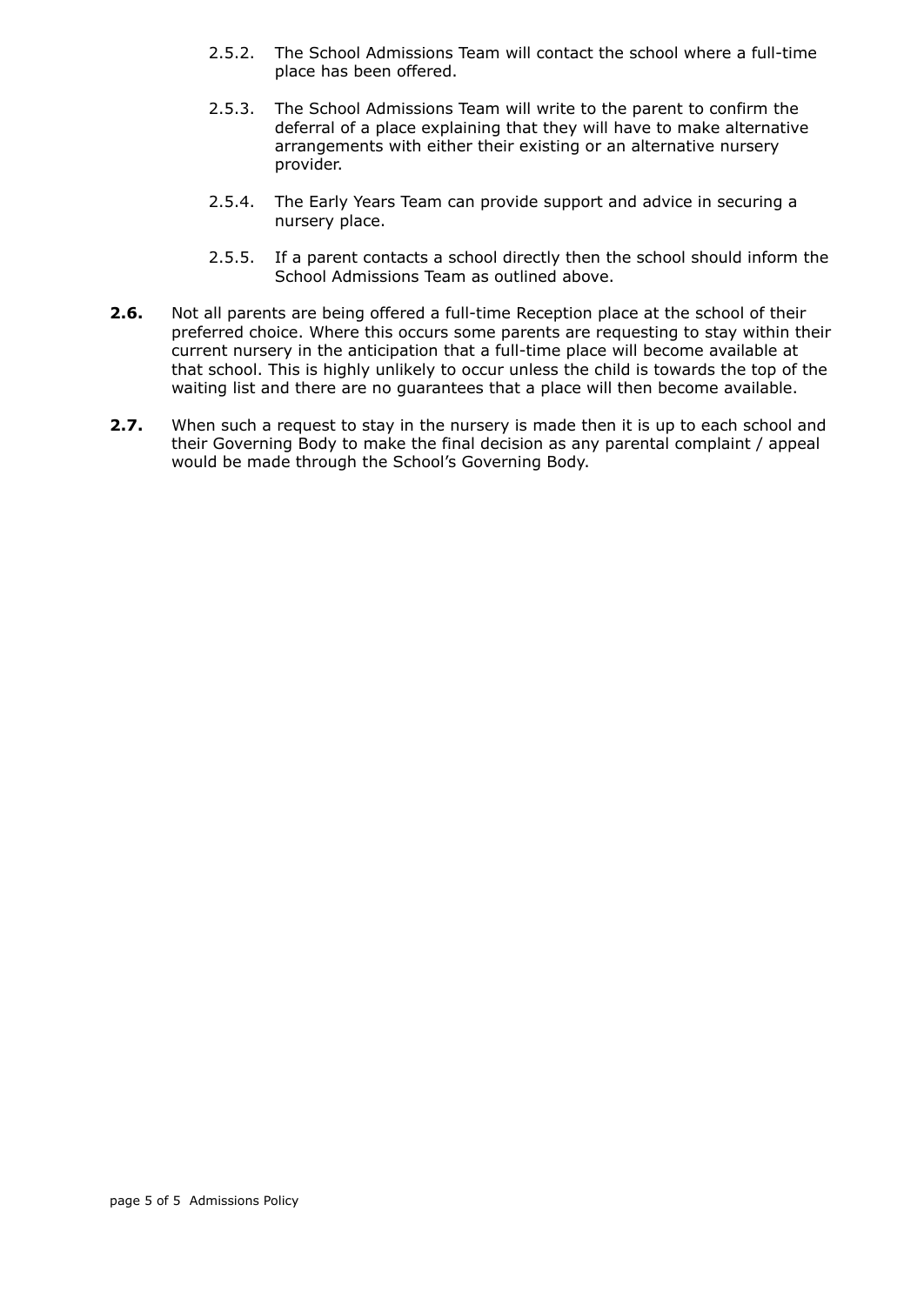2.5.2. The School Admissions Team will contact the school where a full-time place has been offered.

2.5.3. The School Admissions Team will write to the parent to confirm the deferral of a place explaining that they will have to make alternative arrangements with either their existing or an alternative nursery provider.

2.5.4. The Early Years Team can provide support and advice in securing a nursery place.

2.5.5. If a parent contacts a school directly then the school should inform the School Admissions Team as outlined above.

**2.6.** Not all parents are being offered a full-time Reception place at the school of their preferred choice. Where this occurs some parents are requesting to stay within their current nursery in the anticipation that a full-time place will become available at that school. This is highly unlikely to occur unless the child is towards the top of the waiting list and there are no guarantees that a place will then become available.

**2.7.** When such a request to stay in the nursery is made then it is up to each school and their Governing Body to make the final decision as any parental complaint / appeal would be made through the School's Governing Body.